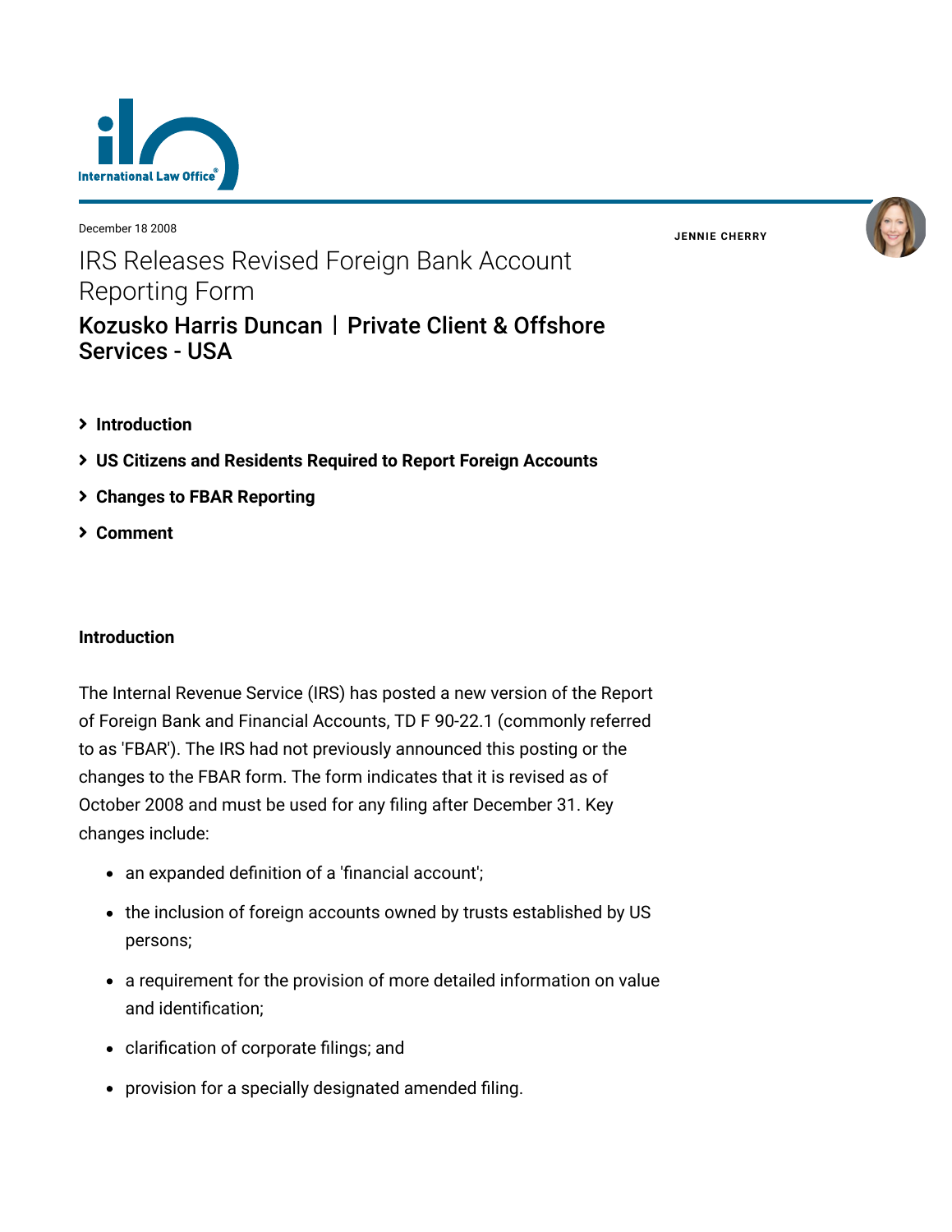December 18 2008

# IRS Releases Revised Foreign Bank Account Reporting Form

## Kozusko Harris Duncan | Private Client & Offshore Services - USA

JENNIE CHERRY

- Introduction
- US Citizens and Residents Required to Report Foreign Accounts
- Changes to FBAR Reporting
- Comment

### Introduction

The Internal Revenue Service (IRS) has posted a new version of the Report of Foreign Bank and Financial Accounts, TD F 90-22.1 (commonly referred to as 'FBAR'). The IRS had not previously announced this posting or the changes to the FBAR form. The form indicates that it is revised as of October 2008 and must be used for any filing after December 31. Key changes include:

- an expanded definition of a 'financial account';
- the inclusion of foreign accounts owned by trusts established by US persons;
- a requirement for the provision of more detailed information on value and identification;
- clarification of corporate filings; and
- provision for a specially designated amended filing.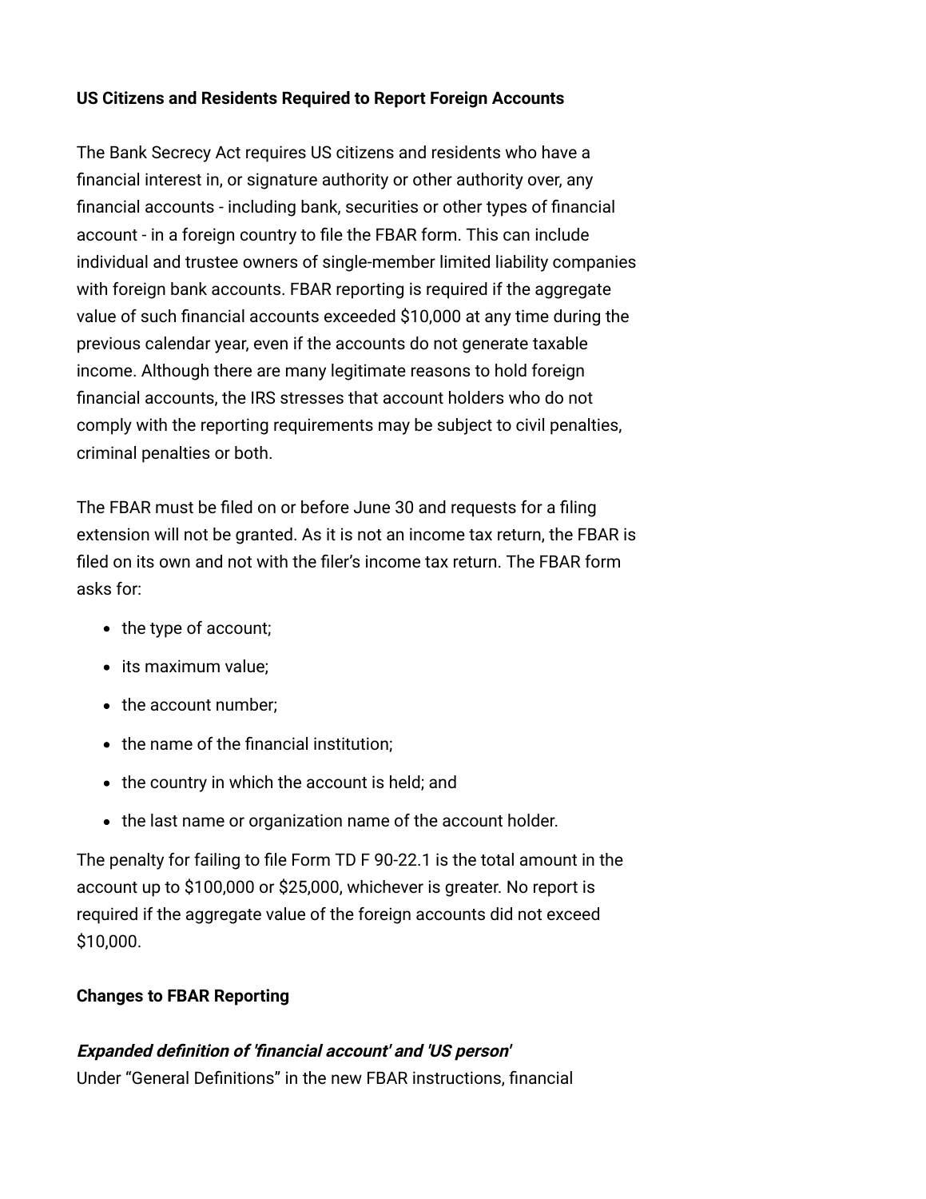**US Citizens and Residents Required to Report Foreign Accounts**

The Bank Secrecy Act requires US citizens and residents who have a financial interest in, or signature authority or other authority over, any financial accounts - including bank, securities or other types of financial account - in a foreign country to file the FBAR form. This can include individual and trustee owners of single-member limited liability companies with foreign bank accounts. FBAR reporting is required if the aggregate value of such financial accounts exceeded $10,000 at any time during the previous calendar year, even if the accounts do not generate taxable income. Although there are many legitimate reasons to hold foreign financial accounts, the IRS stresses that account holders who do not comply with the reporting requirements may be subject to civil penalties, criminal penalties or both.

The FBAR must be filed on or before June 30 and requests for a filing extension will not be granted. As it is not an income tax return, the FBAR is filed on its own and not with the filer's income tax return. The FBAR form asks for:

- the type of account;
- its maximum value;
- the account number;
- the name of the financial institution;
- the country in which the account is held; and
- the last name or organization name of the account holder.

The penalty for failing to file Form TD F 90-22.1 is the total amount in the account up to $100,000 or $25,000, whichever is greater. No report is required if the aggregate value of the foreign accounts did not exceed $10,000.

**Changes to FBAR Reporting**

***Expanded definition of 'financial account' and 'US person'***

Under "General Definitions" in the new FBAR instructions, financial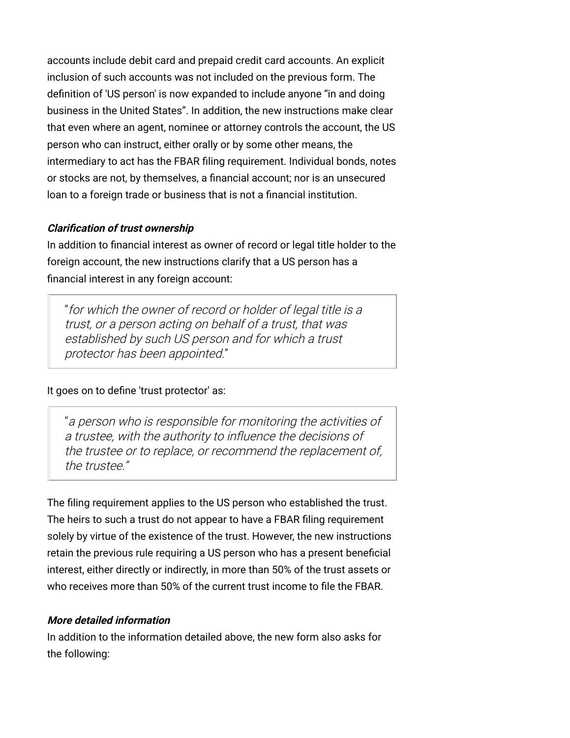accounts include debit card and prepaid credit card accounts. An explicit inclusion of such accounts was not included on the previous form. The definition of 'US person' is now expanded to include anyone “in and doing business in the United States”. In addition, the new instructions make clear that even where an agent, nominee or attorney controls the account, the US person who can instruct, either orally or by some other means, the intermediary to act has the FBAR filing requirement. Individual bonds, notes or stocks are not, by themselves, a financial account; nor is an unsecured loan to a foreign trade or business that is not a financial institution.

***Clarification of trust ownership***

In addition to financial interest as owner of record or legal title holder to the foreign account, the new instructions clarify that a US person has a financial interest in any foreign account:

> “*for which the owner of record or holder of legal title is a trust, or a person acting on behalf of a trust, that was established by such US person and for which a trust protector has been appointed.*”

It goes on to define 'trust protector' as:

> “*a person who is responsible for monitoring the activities of a trustee, with the authority to influence the decisions of the trustee or to replace, or recommend the replacement of, the trustee.*”

The filing requirement applies to the US person who established the trust. The heirs to such a trust do not appear to have a FBAR filing requirement solely by virtue of the existence of the trust. However, the new instructions retain the previous rule requiring a US person who has a present beneficial interest, either directly or indirectly, in more than 50% of the trust assets or who receives more than 50% of the current trust income to file the FBAR.

***More detailed information***

In addition to the information detailed above, the new form also asks for the following: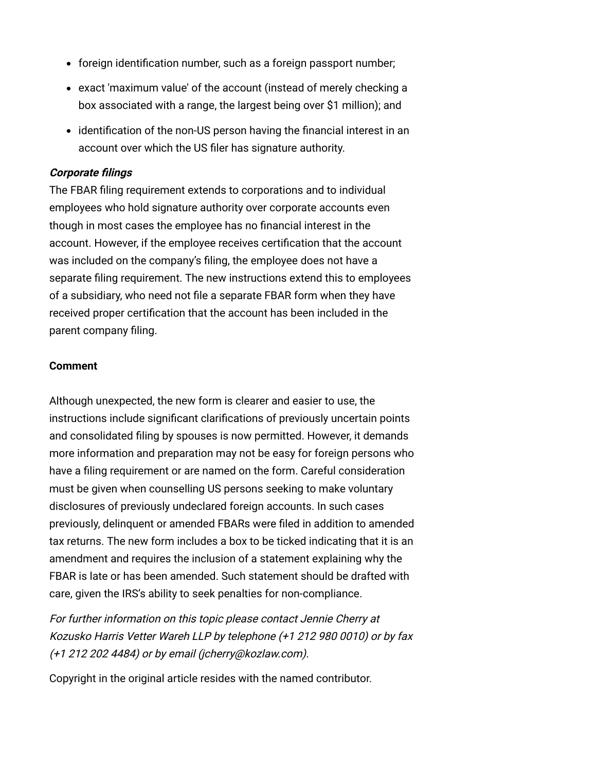- foreign identification number, such as a foreign passport number;
- exact 'maximum value' of the account (instead of merely checking a box associated with a range, the largest being over $1 million); and
- identification of the non-US person having the financial interest in an account over which the US filer has signature authority.

***Corporate filings***

The FBAR filing requirement extends to corporations and to individual employees who hold signature authority over corporate accounts even though in most cases the employee has no financial interest in the account. However, if the employee receives certification that the account was included on the company's filing, the employee does not have a separate filing requirement. The new instructions extend this to employees of a subsidiary, who need not file a separate FBAR form when they have received proper certification that the account has been included in the parent company filing.

**Comment**

Although unexpected, the new form is clearer and easier to use, the instructions include significant clarifications of previously uncertain points and consolidated filing by spouses is now permitted. However, it demands more information and preparation may not be easy for foreign persons who have a filing requirement or are named on the form. Careful consideration must be given when counselling US persons seeking to make voluntary disclosures of previously undeclared foreign accounts. In such cases previously, delinquent or amended FBARs were filed in addition to amended tax returns. The new form includes a box to be ticked indicating that it is an amendment and requires the inclusion of a statement explaining why the FBAR is late or has been amended. Such statement should be drafted with care, given the IRS's ability to seek penalties for non-compliance.

*For further information on this topic please contact Jennie Cherry at Kozusko Harris Vetter Wareh LLP by telephone (+1 212 980 0010) or by fax (+1 212 202 4484) or by email (jcherry@kozlaw.com).*

Copyright in the original article resides with the named contributor.